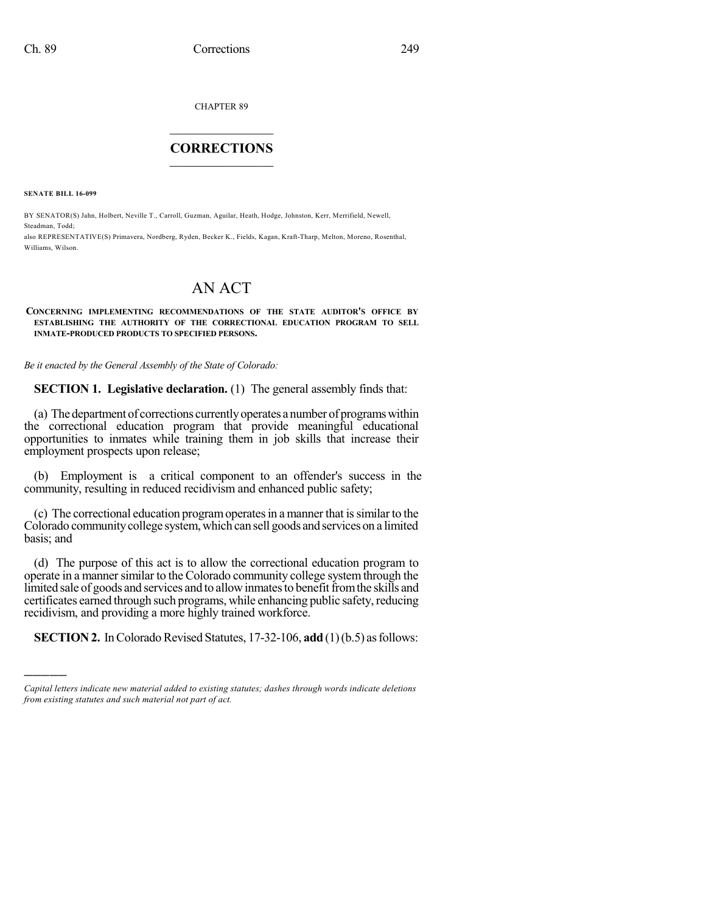CHAPTER 89

# CORRECTIONS

**SENATE BILL 16-099**

BY SENATOR(S) Jahn, Holbert, Neville T., Carroll, Guzman, Aguilar, Heath, Hodge, Johnston, Kerr, Merrifield, Newell, Steadman, Todd;
also REPRESENTATIVE(S) Primavera, Nordberg, Ryden, Becker K., Fields, Kagan, Kraft-Tharp, Melton, Moreno, Rosenthal, Williams, Wilson.

# AN ACT

**CONCERNING IMPLEMENTING RECOMMENDATIONS OF THE STATE AUDITOR'S OFFICE BY ESTABLISHING THE AUTHORITY OF THE CORRECTIONAL EDUCATION PROGRAM TO SELL INMATE-PRODUCED PRODUCTS TO SPECIFIED PERSONS.**

*Be it enacted by the General Assembly of the State of Colorado:*

**SECTION 1. Legislative declaration.** (1) The general assembly finds that:

(a) The department of corrections currently operates a number of programs within the correctional education program that provide meaningful educational opportunities to inmates while training them in job skills that increase their employment prospects upon release;

(b) Employment is a critical component to an offender's success in the community, resulting in reduced recidivism and enhanced public safety;

(c) The correctional education program operates in a manner that is similar to the Colorado community college system, which can sell goods and services on a limited basis; and

(d) The purpose of this act is to allow the correctional education program to operate in a manner similar to the Colorado community college system through the limited sale of goods and services and to allow inmates to benefit from the skills and certificates earned through such programs, while enhancing public safety, reducing recidivism, and providing a more highly trained workforce.

**SECTION 2.** In Colorado Revised Statutes, 17-32-106, **add** (1) (b.5) as follows:

---

*Capital letters indicate new material added to existing statutes; dashes through words indicate deletions from existing statutes and such material not part of act.*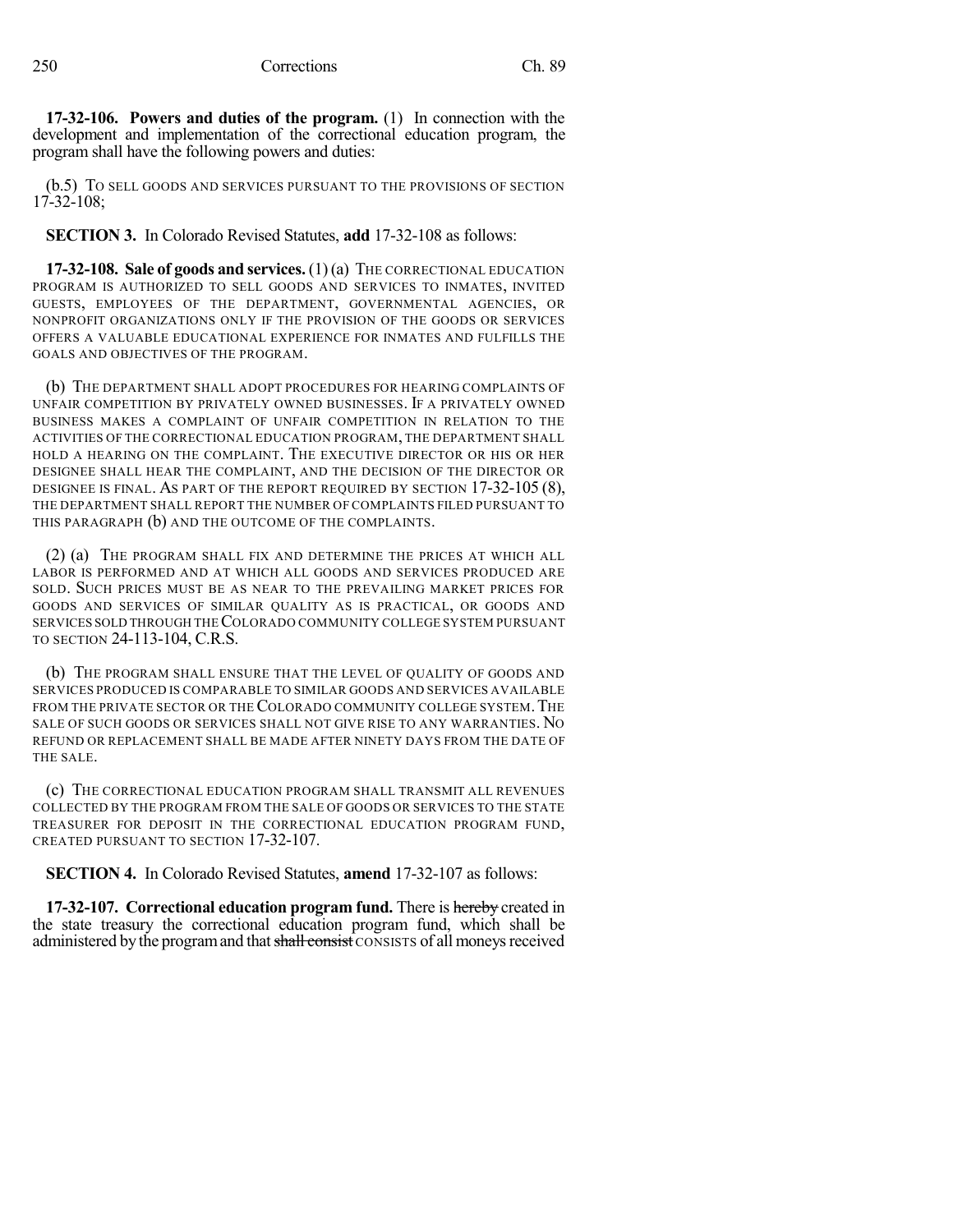**17-32-106. Powers and duties of the program.** (1) In connection with the development and implementation of the correctional education program, the program shall have the following powers and duties:

(b.5) TO SELL GOODS AND SERVICES PURSUANT TO THE PROVISIONS OF SECTION 17-32-108;

**SECTION 3.** In Colorado Revised Statutes, **add** 17-32-108 as follows:

**17-32-108. Sale of goods and services.** (1) (a) THE CORRECTIONAL EDUCATION PROGRAM IS AUTHORIZED TO SELL GOODS AND SERVICES TO INMATES, INVITED GUESTS, EMPLOYEES OF THE DEPARTMENT, GOVERNMENTAL AGENCIES, OR NONPROFIT ORGANIZATIONS ONLY IF THE PROVISION OF THE GOODS OR SERVICES OFFERS A VALUABLE EDUCATIONAL EXPERIENCE FOR INMATES AND FULFILLS THE GOALS AND OBJECTIVES OF THE PROGRAM.

(b) THE DEPARTMENT SHALL ADOPT PROCEDURES FOR HEARING COMPLAINTS OF UNFAIR COMPETITION BY PRIVATELY OWNED BUSINESSES. IF A PRIVATELY OWNED BUSINESS MAKES A COMPLAINT OF UNFAIR COMPETITION IN RELATION TO THE ACTIVITIES OF THE CORRECTIONAL EDUCATION PROGRAM, THE DEPARTMENT SHALL HOLD A HEARING ON THE COMPLAINT. THE EXECUTIVE DIRECTOR OR HIS OR HER DESIGNEE SHALL HEAR THE COMPLAINT, AND THE DECISION OF THE DIRECTOR OR DESIGNEE IS FINAL. AS PART OF THE REPORT REQUIRED BY SECTION 17-32-105 (8), THE DEPARTMENT SHALL REPORT THE NUMBER OF COMPLAINTS FILED PURSUANT TO THIS PARAGRAPH (b) AND THE OUTCOME OF THE COMPLAINTS.

(2) (a) THE PROGRAM SHALL FIX AND DETERMINE THE PRICES AT WHICH ALL LABOR IS PERFORMED AND AT WHICH ALL GOODS AND SERVICES PRODUCED ARE SOLD. SUCH PRICES MUST BE AS NEAR TO THE PREVAILING MARKET PRICES FOR GOODS AND SERVICES OF SIMILAR QUALITY AS IS PRACTICAL, OR GOODS AND SERVICES SOLD THROUGH THE COLORADO COMMUNITY COLLEGE SYSTEM PURSUANT TO SECTION 24-113-104, C.R.S.

(b) THE PROGRAM SHALL ENSURE THAT THE LEVEL OF QUALITY OF GOODS AND SERVICES PRODUCED IS COMPARABLE TO SIMILAR GOODS AND SERVICES AVAILABLE FROM THE PRIVATE SECTOR OR THE COLORADO COMMUNITY COLLEGE SYSTEM. THE SALE OF SUCH GOODS OR SERVICES SHALL NOT GIVE RISE TO ANY WARRANTIES. NO REFUND OR REPLACEMENT SHALL BE MADE AFTER NINETY DAYS FROM THE DATE OF THE SALE.

(c) THE CORRECTIONAL EDUCATION PROGRAM SHALL TRANSMIT ALL REVENUES COLLECTED BY THE PROGRAM FROM THE SALE OF GOODS OR SERVICES TO THE STATE TREASURER FOR DEPOSIT IN THE CORRECTIONAL EDUCATION PROGRAM FUND, CREATED PURSUANT TO SECTION 17-32-107.

**SECTION 4.** In Colorado Revised Statutes, **amend** 17-32-107 as follows:

**17-32-107. Correctional education program fund.** There is ~~hereby~~ created in the state treasury the correctional education program fund, which shall be administered by the program and that ~~shall consist~~ CONSISTS of all moneys received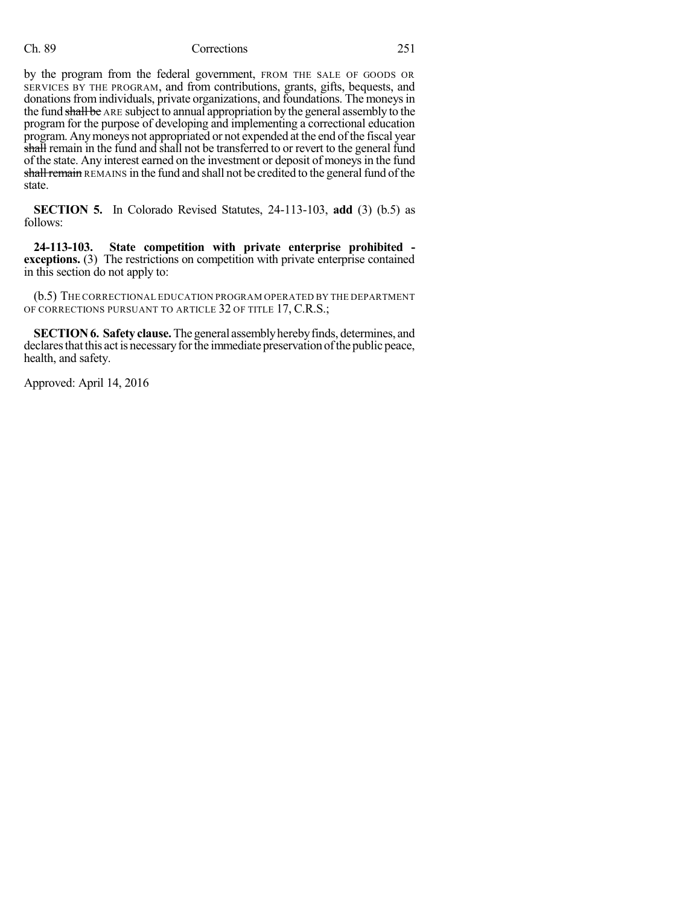by the program from the federal government, FROM THE SALE OF GOODS OR SERVICES BY THE PROGRAM, and from contributions, grants, gifts, bequests, and donations from individuals, private organizations, and foundations. The moneys in the fund ~~shall be~~ ARE subject to annual appropriation by the general assembly to the program for the purpose of developing and implementing a correctional education program. Any moneys not appropriated or not expended at the end of the fiscal year ~~shall~~ remain in the fund and shall not be transferred to or revert to the general fund of the state. Any interest earned on the investment or deposit of moneys in the fund ~~shall remain~~ REMAINS in the fund and shall not be credited to the general fund of the state.

**SECTION 5.** In Colorado Revised Statutes, 24-113-103, **add** (3) (b.5) as follows:

**24-113-103. State competition with private enterprise prohibited - exceptions.** (3) The restrictions on competition with private enterprise contained in this section do not apply to:

(b.5) THE CORRECTIONAL EDUCATION PROGRAM OPERATED BY THE DEPARTMENT OF CORRECTIONS PURSUANT TO ARTICLE 32 OF TITLE 17, C.R.S.;

**SECTION 6. Safety clause.** The general assembly hereby finds, determines, and declares that this act is necessary for the immediate preservation of the public peace, health, and safety.

Approved: April 14, 2016